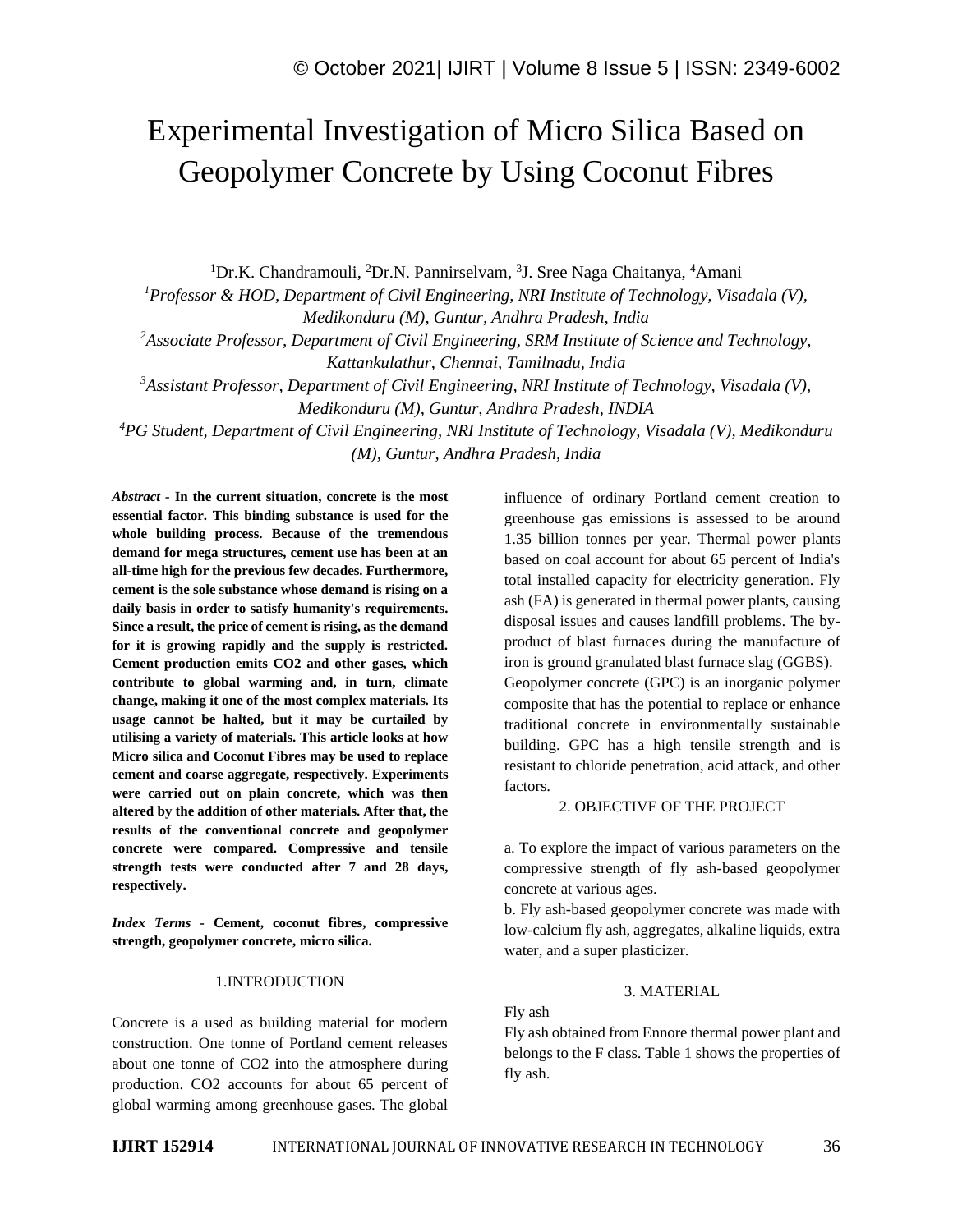# Experimental Investigation of Micro Silica Based on Geopolymer Concrete by Using Coconut Fibres

[1]Dr.K. Chandramouli, [2]Dr.N. Pannirselvam, [3]J. Sree Naga Chaitanya, [4]Amani

*[1]Professor & HOD, Department of Civil Engineering, NRI Institute of Technology, Visadala (V), Medikonduru (M), Guntur, Andhra Pradesh, India*

*[2]Associate Professor, Department of Civil Engineering, SRM Institute of Science and Technology, Kattankulathur, Chennai, Tamilnadu, India*

*[3]Assistant Professor, Department of Civil Engineering, NRI Institute of Technology, Visadala (V), Medikonduru (M), Guntur, Andhra Pradesh, INDIA*

*[4]PG Student, Department of Civil Engineering, NRI Institute of Technology, Visadala (V), Medikonduru (M), Guntur, Andhra Pradesh, India*

***Abstract* - In the current situation, concrete is the most essential factor. This binding substance is used for the whole building process. Because of the tremendous demand for mega structures, cement use has been at an all-time high for the previous few decades. Furthermore, cement is the sole substance whose demand is rising on a daily basis in order to satisfy humanity's requirements. Since a result, the price of cement is rising, as the demand for it is growing rapidly and the supply is restricted. Cement production emits CO2 and other gases, which contribute to global warming and, in turn, climate change, making it one of the most complex materials. Its usage cannot be halted, but it may be curtailed by utilising a variety of materials. This article looks at how Micro silica and Coconut Fibres may be used to replace cement and coarse aggregate, respectively. Experiments were carried out on plain concrete, which was then altered by the addition of other materials. After that, the results of the conventional concrete and geopolymer concrete were compared. Compressive and tensile strength tests were conducted after 7 and 28 days, respectively.**

***Index Terms* - Cement, coconut fibres, compressive strength, geopolymer concrete, micro silica.**

## 1.INTRODUCTION

Concrete is a used as building material for modern construction. One tonne of Portland cement releases about one tonne of $CO_2$ into the atmosphere during production. $CO_2$ accounts for about 65 percent of global warming among greenhouse gases. The global influence of ordinary Portland cement creation to greenhouse gas emissions is assessed to be around 1.35 billion tonnes per year. Thermal power plants based on coal account for about 65 percent of India's total installed capacity for electricity generation. Fly ash (FA) is generated in thermal power plants, causing disposal issues and causes landfill problems. The by-product of blast furnaces during the manufacture of iron is ground granulated blast furnace slag (GGBS).

Geopolymer concrete (GPC) is an inorganic polymer composite that has the potential to replace or enhance traditional concrete in environmentally sustainable building. GPC has a high tensile strength and is resistant to chloride penetration, acid attack, and other factors.

## 2. OBJECTIVE OF THE PROJECT

a. To explore the impact of various parameters on the compressive strength of fly ash-based geopolymer concrete at various ages.

b. Fly ash-based geopolymer concrete was made with low-calcium fly ash, aggregates, alkaline liquids, extra water, and a super plasticizer.

## 3. MATERIAL

Fly ash

Fly ash obtained from Ennore thermal power plant and belongs to the F class. Table 1 shows the properties of fly ash.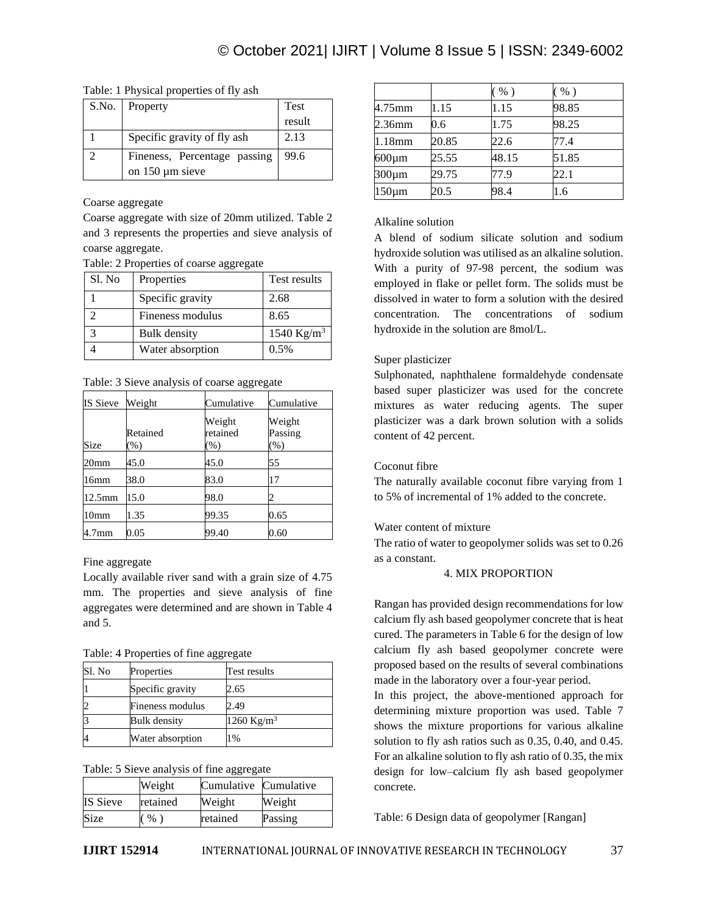Table: 1 Physical properties of fly ash

| S.No. | Property | Test result |
|---|---|---|
| 1 | Specific gravity of fly ash | 2.13 |
| 2 | Fineness, Percentage passing on 150 µm sieve | 99.6 |

Coarse aggregate

Coarse aggregate with size of 20mm utilized. Table 2 and 3 represents the properties and sieve analysis of coarse aggregate.

Table: 2 Properties of coarse aggregate

| Sl. No | Properties | Test results |
|---|---|---|
| 1 | Specific gravity | 2.68 |
| 2 | Fineness modulus | 8.65 |
| 3 | Bulk density | 1540 Kg/m$^3$ |
| 4 | Water absorption | 0.5% |

Table: 3 Sieve analysis of coarse aggregate

| IS Sieve Size | Weight Retained (%) | Cumulative Weight retained (%) | Cumulative Weight Passing (%) |
|---|---|---|---|
| 20mm | 45.0 | 45.0 | 55 |
| 16mm | 38.0 | 83.0 | 17 |
| 12.5mm | 15.0 | 98.0 | 2 |
| 10mm | 1.35 | 99.35 | 0.65 |
| 4.7mm | 0.05 | 99.40 | 0.60 |

Fine aggregate

Locally available river sand with a grain size of 4.75 mm. The properties and sieve analysis of fine aggregates were determined and are shown in Table 4 and 5.

Table: 4 Properties of fine aggregate

| Sl. No | Properties | Test results |
|---|---|---|
| 1 | Specific gravity | 2.65 |
| 2 | Fineness modulus | 2.49 |
| 3 | Bulk density | 1260 Kg/m$^3$ |
| 4 | Water absorption | 1% |

Table: 5 Sieve analysis of fine aggregate

| IS Sieve Size | Weight retained ( % ) | Cumulative Weight retained ( % ) | Cumulative Weight Passing ( % ) |
|---|---|---|---|
| 4.75mm | 1.15 | 1.15 | 98.85 |
| 2.36mm | 0.6 | 1.75 | 98.25 |
| 1.18mm | 20.85 | 22.6 | 77.4 |
| 600µm | 25.55 | 48.15 | 51.85 |
| 300µm | 29.75 | 77.9 | 22.1 |
| 150µm | 20.5 | 98.4 | 1.6 |

Alkaline solution

A blend of sodium silicate solution and sodium hydroxide solution was utilised as an alkaline solution. With a purity of 97-98 percent, the sodium was employed in flake or pellet form. The solids must be dissolved in water to form a solution with the desired concentration. The concentrations of sodium hydroxide in the solution are 8mol/L.

Super plasticizer

Sulphonated, naphthalene formaldehyde condensate based super plasticizer was used for the concrete mixtures as water reducing agents. The super plasticizer was a dark brown solution with a solids content of 42 percent.

Coconut fibre

The naturally available coconut fibre varying from 1 to 5% of incremental of 1% added to the concrete.

Water content of mixture

The ratio of water to geopolymer solids was set to 0.26 as a constant.

## 4. MIX PROPORTION

Rangan has provided design recommendations for low calcium fly ash based geopolymer concrete that is heat cured. The parameters in Table 6 for the design of low calcium fly ash based geopolymer concrete were proposed based on the results of several combinations made in the laboratory over a four-year period.

In this project, the above-mentioned approach for determining mixture proportion was used. Table 7 shows the mixture proportions for various alkaline solution to fly ash ratios such as 0.35, 0.40, and 0.45. For an alkaline solution to fly ash ratio of 0.35, the mix design for low–calcium fly ash based geopolymer concrete.

Table: 6 Design data of geopolymer [Rangan]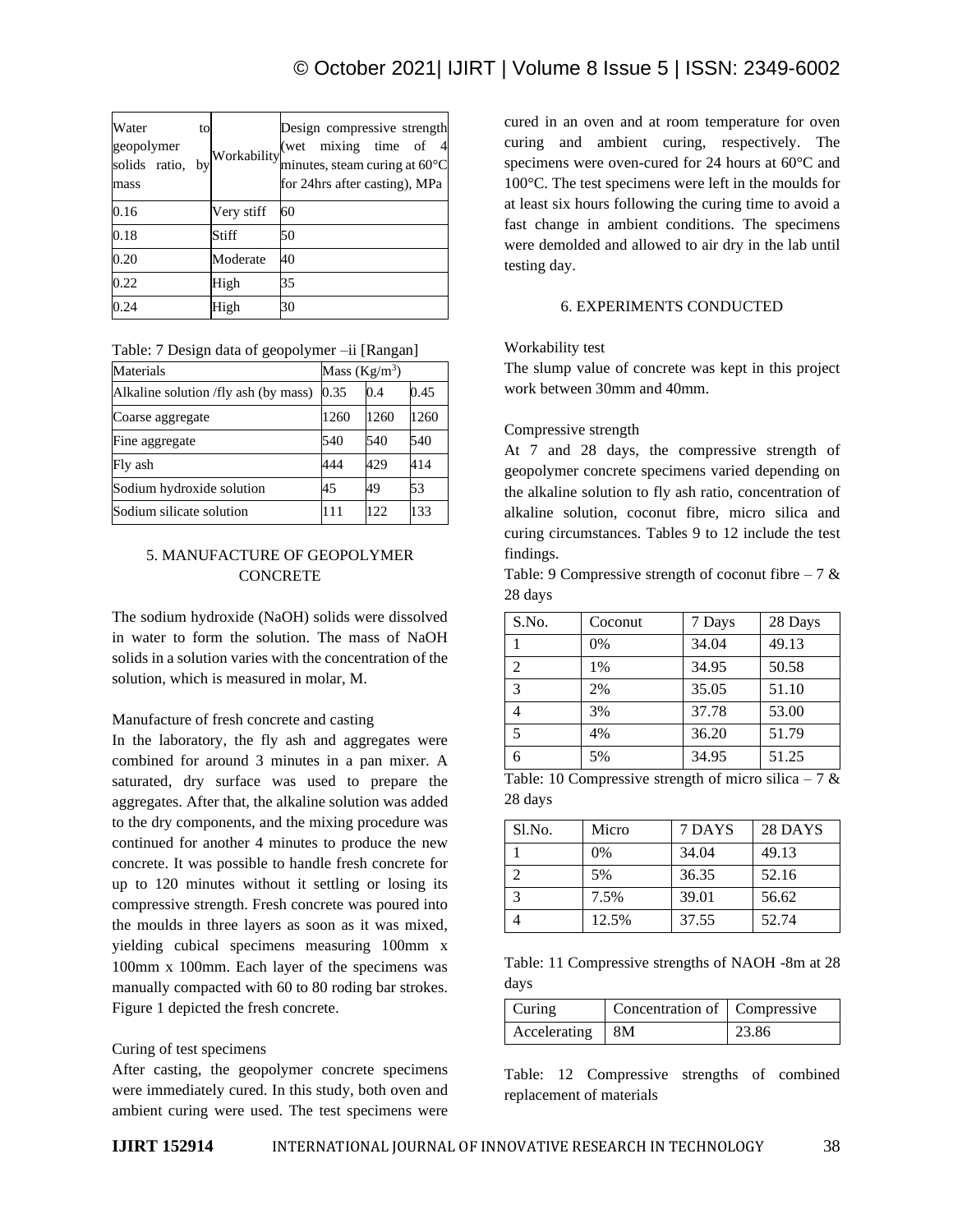| Water to geopolymer solids ratio, by mass | Workability | Design compressive strength (wet mixing time of 4 minutes, steam curing at 60°C for 24hrs after casting), MPa |
|---|---|---|
| 0.16 | Very stiff | 60 |
| 0.18 | Stiff | 50 |
| 0.20 | Moderate | 40 |
| 0.22 | High | 35 |
| 0.24 | High | 30 |

Table: 7 Design data of geopolymer –ii [Rangan]

| Materials | Mass ($Kg/m^3$) | | |
|---|---|---|---|
| Alkaline solution /fly ash (by mass) | 0.35 | 0.4 | 0.45 |
| Coarse aggregate | 1260 | 1260 | 1260 |
| Fine aggregate | 540 | 540 | 540 |
| Fly ash | 444 | 429 | 414 |
| Sodium hydroxide solution | 45 | 49 | 53 |
| Sodium silicate solution | 111 | 122 | 133 |

## 5. MANUFACTURE OF GEOPOLYMER CONCRETE

The sodium hydroxide (NaOH) solids were dissolved in water to form the solution. The mass of NaOH solids in a solution varies with the concentration of the solution, which is measured in molar, M.

Manufacture of fresh concrete and casting

In the laboratory, the fly ash and aggregates were combined for around 3 minutes in a pan mixer. A saturated, dry surface was used to prepare the aggregates. After that, the alkaline solution was added to the dry components, and the mixing procedure was continued for another 4 minutes to produce the new concrete. It was possible to handle fresh concrete for up to 120 minutes without it settling or losing its compressive strength. Fresh concrete was poured into the moulds in three layers as soon as it was mixed, yielding cubical specimens measuring 100mm x 100mm x 100mm. Each layer of the specimens was manually compacted with 60 to 80 roding bar strokes. Figure 1 depicted the fresh concrete.

Curing of test specimens

After casting, the geopolymer concrete specimens were immediately cured. In this study, both oven and ambient curing were used. The test specimens were cured in an oven and at room temperature for oven curing and ambient curing, respectively. The specimens were oven-cured for 24 hours at 60°C and 100°C. The test specimens were left in the moulds for at least six hours following the curing time to avoid a fast change in ambient conditions. The specimens were demolded and allowed to air dry in the lab until testing day.

## 6. EXPERIMENTS CONDUCTED

Workability test

The slump value of concrete was kept in this project work between 30mm and 40mm.

Compressive strength

At 7 and 28 days, the compressive strength of geopolymer concrete specimens varied depending on the alkaline solution to fly ash ratio, concentration of alkaline solution, coconut fibre, micro silica and curing circumstances. Tables 9 to 12 include the test findings.

Table: 9 Compressive strength of coconut fibre – 7 & 28 days

| S.No. | Coconut | 7 Days | 28 Days |
|---|---|---|---|
| 1 | 0% | 34.04 | 49.13 |
| 2 | 1% | 34.95 | 50.58 |
| 3 | 2% | 35.05 | 51.10 |
| 4 | 3% | 37.78 | 53.00 |
| 5 | 4% | 36.20 | 51.79 |
| 6 | 5% | 34.95 | 51.25 |

Table: 10 Compressive strength of micro silica – 7 & 28 days

| Sl.No. | Micro | 7 DAYS | 28 DAYS |
|---|---|---|---|
| 1 | 0% | 34.04 | 49.13 |
| 2 | 5% | 36.35 | 52.16 |
| 3 | 7.5% | 39.01 | 56.62 |
| 4 | 12.5% | 37.55 | 52.74 |

Table: 11 Compressive strengths of NAOH -8m at 28 days

| Curing | Concentration of | Compressive |
|---|---|---|
| Accelerating | 8M | 23.86 |

Table: 12 Compressive strengths of combined replacement of materials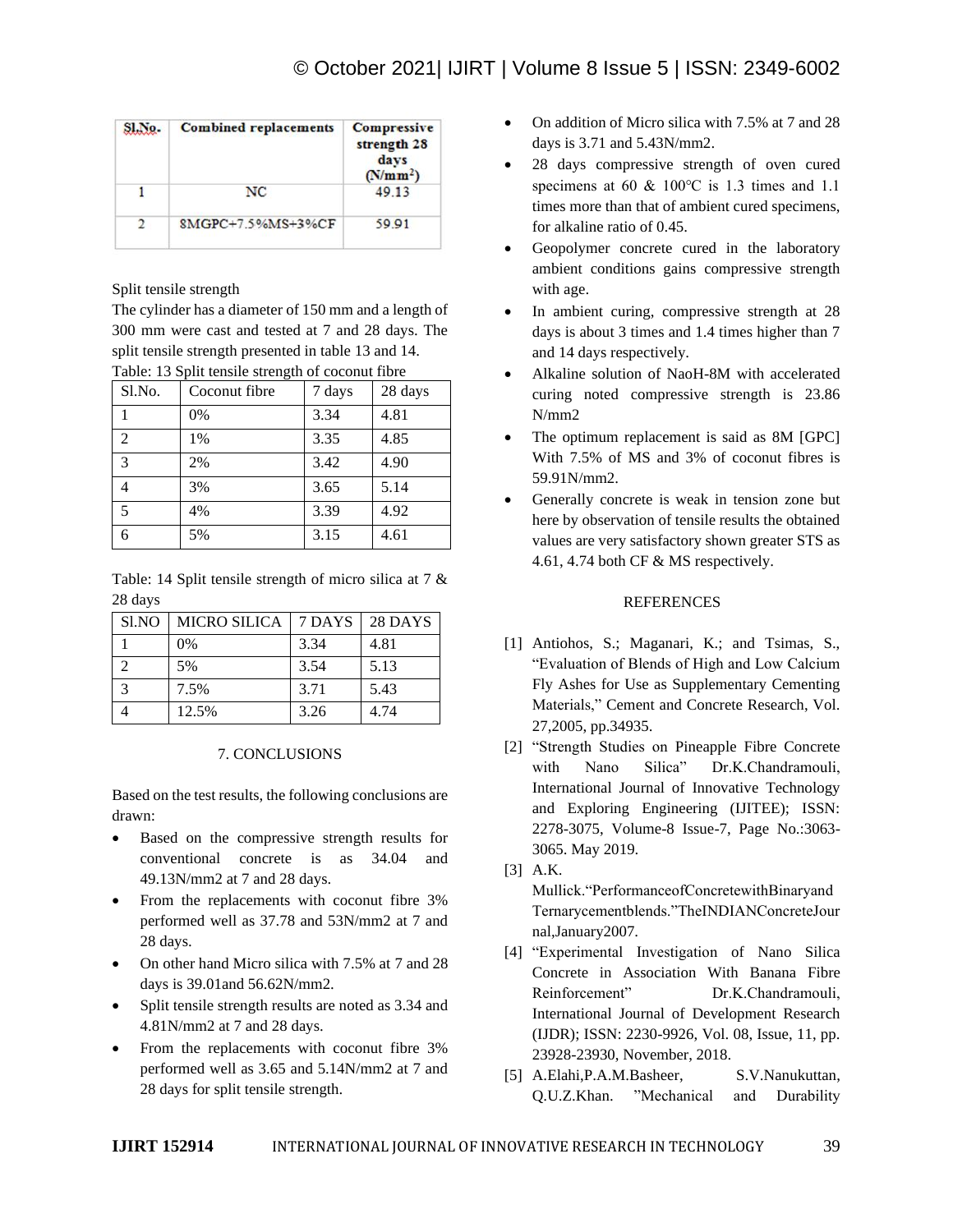| Sl.No. | Combined replacements | Compressive strength 28 days ($N/mm^2$) |
|---|---|---|
| 1 | NC | 49.13 |
| 2 | 8MGPC+7.5%MS+3%CF | 59.91 |

Split tensile strength

The cylinder has a diameter of 150 mm and a length of 300 mm were cast and tested at 7 and 28 days. The split tensile strength presented in table 13 and 14.

Table: 13 Split tensile strength of coconut fibre

| Sl.No. | Coconut fibre | 7 days | 28 days |
|---|---|---|---|
| 1 | 0% | 3.34 | 4.81 |
| 2 | 1% | 3.35 | 4.85 |
| 3 | 2% | 3.42 | 4.90 |
| 4 | 3% | 3.65 | 5.14 |
| 5 | 4% | 3.39 | 4.92 |
| 6 | 5% | 3.15 | 4.61 |

Table: 14 Split tensile strength of micro silica at 7 & 28 days

| Sl.NO | MICRO SILICA | 7 DAYS | 28 DAYS |
|---|---|---|---|
| 1 | 0% | 3.34 | 4.81 |
| 2 | 5% | 3.54 | 5.13 |
| 3 | 7.5% | 3.71 | 5.43 |
| 4 | 12.5% | 3.26 | 4.74 |

## 7. CONCLUSIONS

Based on the test results, the following conclusions are drawn:

- Based on the compressive strength results for conventional concrete is as 34.04 and 49.13N/mm2 at 7 and 28 days.
- From the replacements with coconut fibre 3% performed well as 37.78 and 53N/mm2 at 7 and 28 days.
- On other hand Micro silica with 7.5% at 7 and 28 days is 39.01and 56.62N/mm2.
- Split tensile strength results are noted as 3.34 and 4.81N/mm2 at 7 and 28 days.
- From the replacements with coconut fibre 3% performed well as 3.65 and 5.14N/mm2 at 7 and 28 days for split tensile strength.
- On addition of Micro silica with 7.5% at 7 and 28 days is 3.71 and 5.43N/mm2.
- 28 days compressive strength of oven cured specimens at 60 & 100℃ is 1.3 times and 1.1 times more than that of ambient cured specimens, for alkaline ratio of 0.45.
- Geopolymer concrete cured in the laboratory ambient conditions gains compressive strength with age.
- In ambient curing, compressive strength at 28 days is about 3 times and 1.4 times higher than 7 and 14 days respectively.
- Alkaline solution of NaoH-8M with accelerated curing noted compressive strength is 23.86 N/mm2
- The optimum replacement is said as 8M [GPC] With 7.5% of MS and 3% of coconut fibres is 59.91N/mm2.
- Generally concrete is weak in tension zone but here by observation of tensile results the obtained values are very satisfactory shown greater STS as 4.61, 4.74 both CF & MS respectively.

## REFERENCES

[1] Antiohos, S.; Maganari, K.; and Tsimas, S., "Evaluation of Blends of High and Low Calcium Fly Ashes for Use as Supplementary Cementing Materials," Cement and Concrete Research, Vol. 27,2005, pp.34935.

[2] "Strength Studies on Pineapple Fibre Concrete with Nano Silica" Dr.K.Chandramouli, International Journal of Innovative Technology and Exploring Engineering (IJITEE); ISSN: 2278-3075, Volume-8 Issue-7, Page No.:3063-3065. May 2019.

[3] A.K. Mullick."PerformanceofConcretewithBinaryand Ternarycementblends."TheINDIANConcreteJournal,January2007.

[4] "Experimental Investigation of Nano Silica Concrete in Association With Banana Fibre Reinforcement" Dr.K.Chandramouli, International Journal of Development Research (IJDR); ISSN: 2230-9926, Vol. 08, Issue, 11, pp. 23928-23930, November, 2018.

[5] A.Elahi,P.A.M.Basheer, S.V.Nanukuttan, Q.U.Z.Khan. "Mechanical and Durability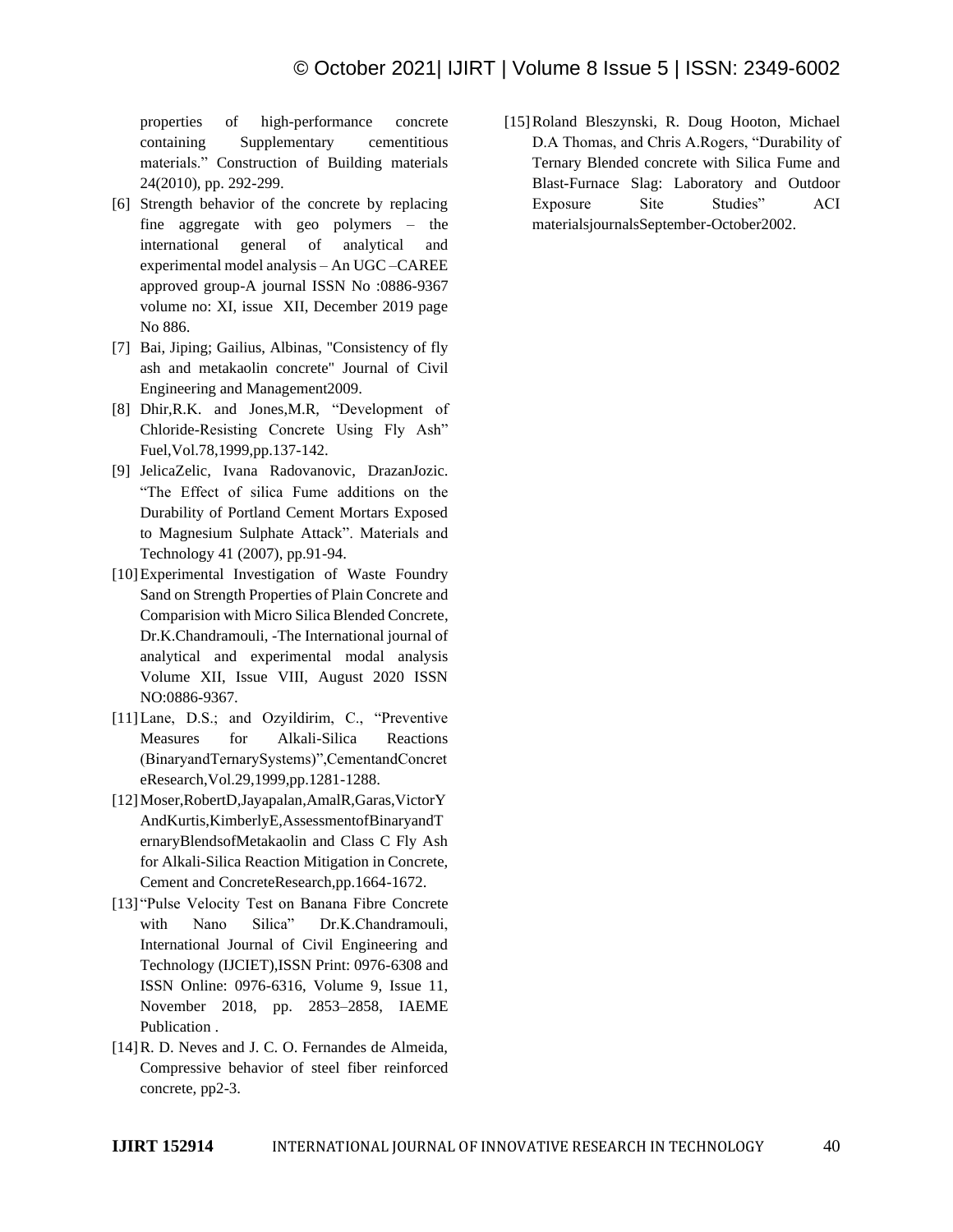properties of high-performance concrete containing Supplementary cementitious materials." Construction of Building materials 24(2010), pp. 292-299.

[6] Strength behavior of the concrete by replacing fine aggregate with geo polymers – the international general of analytical and experimental model analysis – An UGC –CAREE approved group-A journal ISSN No :0886-9367 volume no: XI, issue XII, December 2019 page No 886.

[7] Bai, Jiping; Gailius, Albinas, "Consistency of fly ash and metakaolin concrete" Journal of Civil Engineering and Management2009.

[8] Dhir,R.K. and Jones,M.R, "Development of Chloride-Resisting Concrete Using Fly Ash" Fuel,Vol.78,1999,pp.137-142.

[9] JelicaZelic, Ivana Radovanovic, DrazanJozic. "The Effect of silica Fume additions on the Durability of Portland Cement Mortars Exposed to Magnesium Sulphate Attack". Materials and Technology 41 (2007), pp.91-94.

[10] Experimental Investigation of Waste Foundry Sand on Strength Properties of Plain Concrete and Comparision with Micro Silica Blended Concrete, Dr.K.Chandramouli, -The International journal of analytical and experimental modal analysis Volume XII, Issue VIII, August 2020 ISSN NO:0886-9367.

[11] Lane, D.S.; and Ozyildirim, C., "Preventive Measures for Alkali-Silica Reactions (BinaryandTernarySystems)",CementandConcreteResearch,Vol.29,1999,pp.1281-1288.

[12] Moser,RobertD,Jayapalan,AmalR,Garas,VictorYAndKurtis,KimberlyE,AssessmentofBinaryandTernaryBlendsofMetakaolin and Class C Fly Ash for Alkali-Silica Reaction Mitigation in Concrete, Cement and ConcreteResearch,pp.1664-1672.

[13] "Pulse Velocity Test on Banana Fibre Concrete with Nano Silica" Dr.K.Chandramouli, International Journal of Civil Engineering and Technology (IJCIET),ISSN Print: 0976-6308 and ISSN Online: 0976-6316, Volume 9, Issue 11, November 2018, pp. 2853–2858, IAEME Publication .

[14] R. D. Neves and J. C. O. Fernandes de Almeida, Compressive behavior of steel fiber reinforced concrete, pp2-3.

[15] Roland Bleszynski, R. Doug Hooton, Michael D.A Thomas, and Chris A.Rogers, "Durability of Ternary Blended concrete with Silica Fume and Blast-Furnace Slag: Laboratory and Outdoor Exposure Site Studies" ACI materialsjournalsSeptember-October2002.